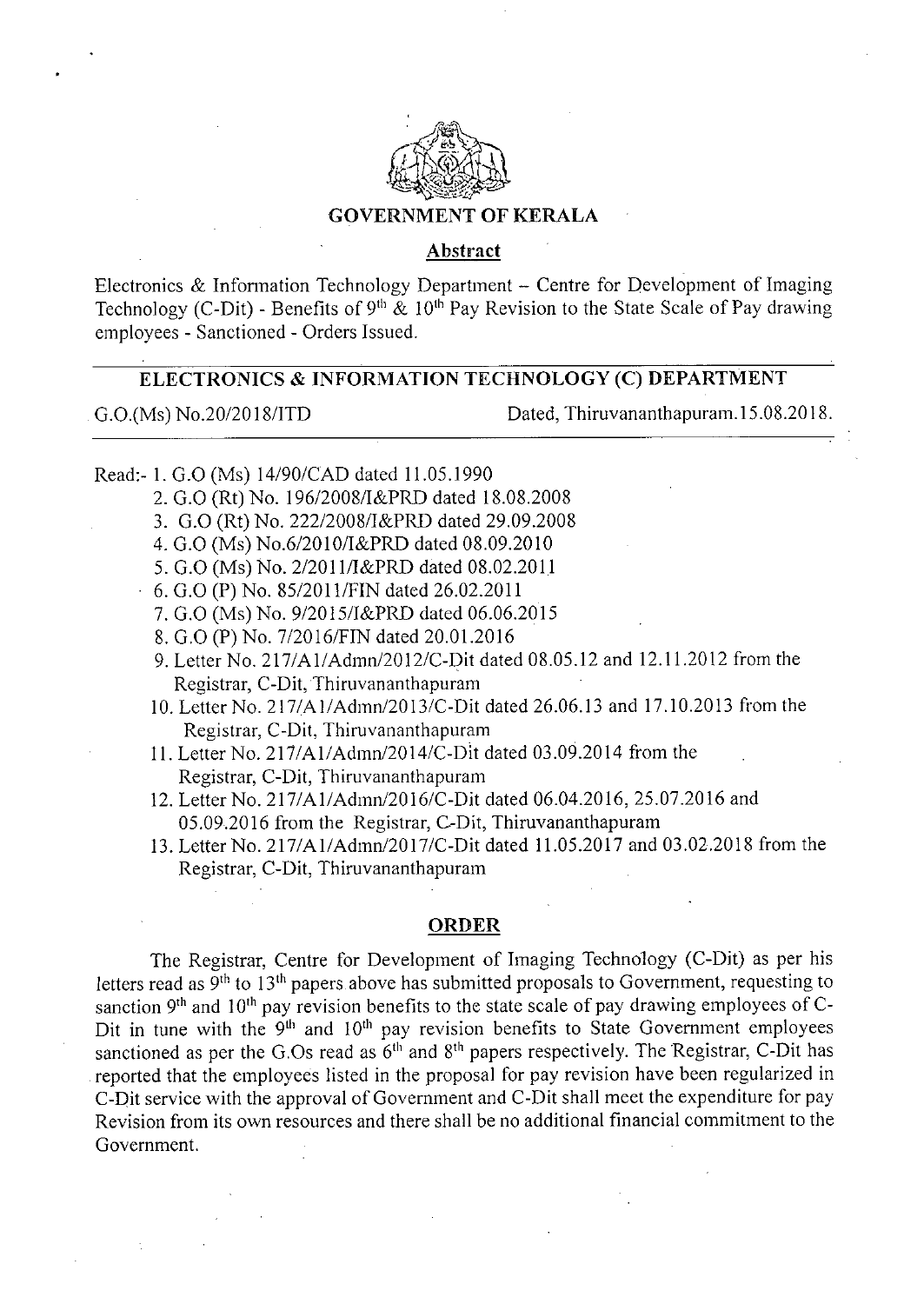# GOVERNMENT OF KERALA

## Abstract

Electronics & Information Technology Department – Centre for Development of Imaging Technology (C-Dit) - Benefits of 9th & 10th Pay Revision to the State Scale of Pay drawing employees - Sanctioned - Orders Issued.

---

## ELECTRONICS & INFORMATION TECHNOLOGY (C) DEPARTMENT

G.O.(Ms) No.20/2018/ITD Dated, Thiruvananthapuram.15.08.2018.

---

Read:- 1. G.O (Ms) 14/90/CAD dated 11.05.1990

2. G.O (Rt) No. 196/2008/I&PRD dated 18.08.2008
3. G.O (Rt) No. 222/2008/I&PRD dated 29.09.2008
4. G.O (Ms) No.6/2010/I&PRD dated 08.09.2010
5. G.O (Ms) No. 2/2011/I&PRD dated 08.02.2011
6. G.O (P) No. 85/2011/FIN dated 26.02.2011
7. G.O (Ms) No. 9/2015/I&PRD dated 06.06.2015
8. G.O (P) No. 7/2016/FIN dated 20.01.2016
9. Letter No. 217/A1/Admn/2012/C-Dit dated 08.05.12 and 12.11.2012 from the Registrar, C-Dit, Thiruvananthapuram
10. Letter No. 217/A1/Admn/2013/C-Dit dated 26.06.13 and 17.10.2013 from the Registrar, C-Dit, Thiruvananthapuram
11. Letter No. 217/A1/Admn/2014/C-Dit dated 03.09.2014 from the Registrar, C-Dit, Thiruvananthapuram
12. Letter No. 217/A1/Admn/2016/C-Dit dated 06.04.2016, 25.07.2016 and 05.09.2016 from the Registrar, C-Dit, Thiruvananthapuram
13. Letter No. 217/A1/Admn/2017/C-Dit dated 11.05.2017 and 03.02.2018 from the Registrar, C-Dit, Thiruvananthapuram

## ORDER

The Registrar, Centre for Development of Imaging Technology (C-Dit) as per his letters read as 9th to 13th papers above has submitted proposals to Government, requesting to sanction 9th and 10th pay revision benefits to the state scale of pay drawing employees of C-Dit in tune with the 9th and 10th pay revision benefits to State Government employees sanctioned as per the G.Os read as 6th and 8th papers respectively. The Registrar, C-Dit has reported that the employees listed in the proposal for pay revision have been regularized in C-Dit service with the approval of Government and C-Dit shall meet the expenditure for pay Revision from its own resources and there shall be no additional financial commitment to the Government.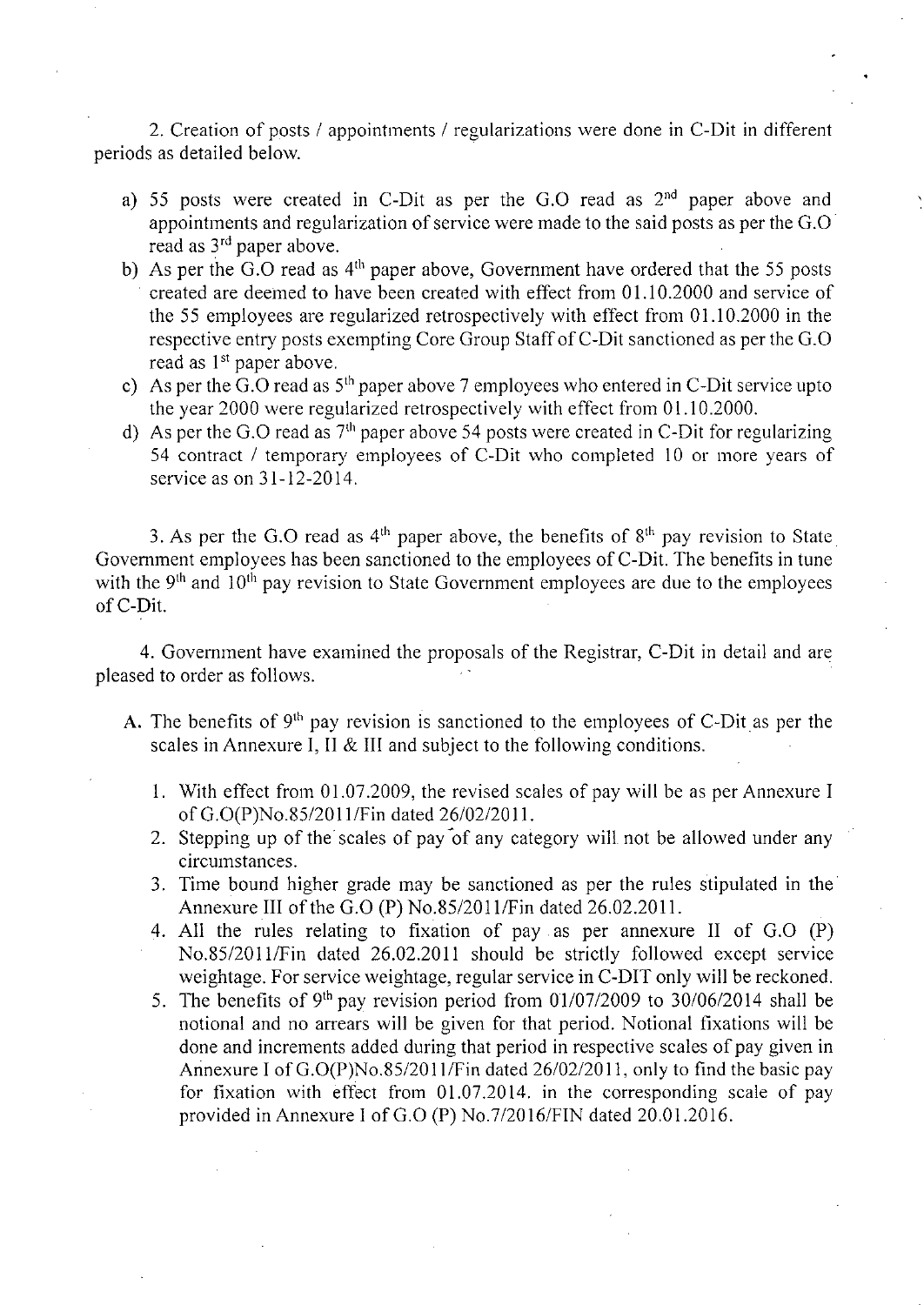2. Creation of posts / appointments / regularizations were done in C-Dit in different periods as detailed below.

a) 55 posts were created in C-Dit as per the G.O read as 2nd paper above and appointments and regularization of service were made to the said posts as per the G.O read as 3rd paper above.
b) As per the G.O read as 4th paper above, Government have ordered that the 55 posts created are deemed to have been created with effect from 01.10.2000 and service of the 55 employees are regularized retrospectively with effect from 01.10.2000 in the respective entry posts exempting Core Group Staff of C-Dit sanctioned as per the G.O read as 1st paper above.
c) As per the G.O read as 5th paper above 7 employees who entered in C-Dit service upto the year 2000 were regularized retrospectively with effect from 01.10.2000.
d) As per the G.O read as 7th paper above 54 posts were created in C-Dit for regularizing 54 contract / temporary employees of C-Dit who completed 10 or more years of service as on 31-12-2014.

3. As per the G.O read as 4th paper above, the benefits of 8th pay revision to State Government employees has been sanctioned to the employees of C-Dit. The benefits in tune with the 9th and 10th pay revision to State Government employees are due to the employees of C-Dit.

4. Government have examined the proposals of the Registrar, C-Dit in detail and are pleased to order as follows.

A. The benefits of 9th pay revision is sanctioned to the employees of C-Dit as per the scales in Annexure I, II & III and subject to the following conditions.

1. With effect from 01.07.2009, the revised scales of pay will be as per Annexure I of G.O(P)No.85/2011/Fin dated 26/02/2011.
2. Stepping up of the scales of pay of any category will not be allowed under any circumstances.
3. Time bound higher grade may be sanctioned as per the rules stipulated in the Annexure III of the G.O (P) No.85/2011/Fin dated 26.02.2011.
4. All the rules relating to fixation of pay as per annexure II of G.O (P) No.85/2011/Fin dated 26.02.2011 should be strictly followed except service weightage. For service weightage, regular service in C-DIT only will be reckoned.
5. The benefits of 9th pay revision period from 01/07/2009 to 30/06/2014 shall be notional and no arrears will be given for that period. Notional fixations will be done and increments added during that period in respective scales of pay given in Annexure I of G.O(P)No.85/2011/Fin dated 26/02/2011, only to find the basic pay for fixation with effect from 01.07.2014. in the corresponding scale of pay provided in Annexure I of G.O (P) No.7/2016/FIN dated 20.01.2016.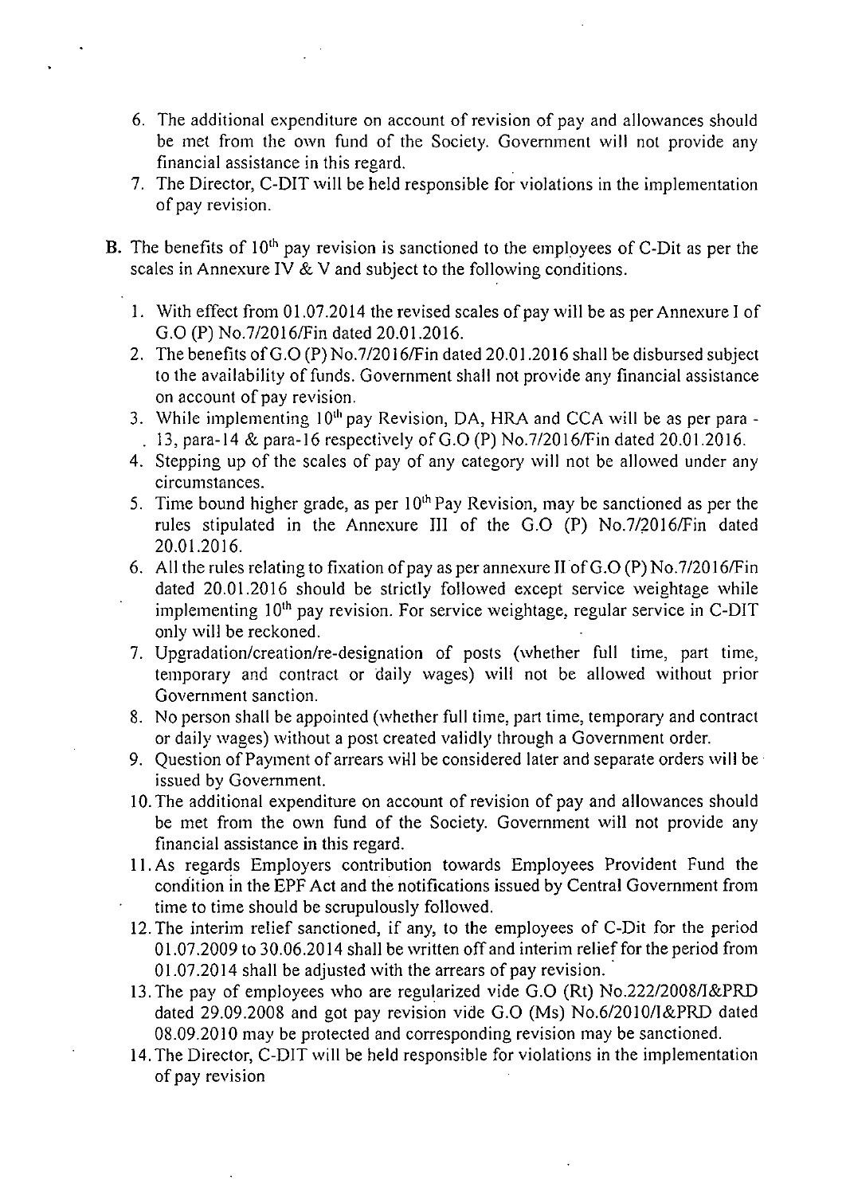6. The additional expenditure on account of revision of pay and allowances should be met from the own fund of the Society. Government will not provide any financial assistance in this regard.
7. The Director, C-DIT will be held responsible for violations in the implementation of pay revision.

**B.** The benefits of 10th pay revision is sanctioned to the employees of C-Dit as per the scales in Annexure IV & V and subject to the following conditions.

1. With effect from 01.07.2014 the revised scales of pay will be as per Annexure I of G.O (P) No.7/2016/Fin dated 20.01.2016.
2. The benefits of G.O (P) No.7/2016/Fin dated 20.01.2016 shall be disbursed subject to the availability of funds. Government shall not provide any financial assistance on account of pay revision.
3. While implementing 10th pay Revision, DA, HRA and CCA will be as per para - 13, para-14 & para-16 respectively of G.O (P) No.7/2016/Fin dated 20.01.2016.
4. Stepping up of the scales of pay of any category will not be allowed under any circumstances.
5. Time bound higher grade, as per 10th Pay Revision, may be sanctioned as per the rules stipulated in the Annexure III of the G.O (P) No.7/2016/Fin dated 20.01.2016.
6. All the rules relating to fixation of pay as per annexure II of G.O (P) No.7/2016/Fin dated 20.01.2016 should be strictly followed except service weightage while implementing 10th pay revision. For service weightage, regular service in C-DIT only will be reckoned.
7. Upgradation/creation/re-designation of posts (whether full time, part time, temporary and contract or daily wages) will not be allowed without prior Government sanction.
8. No person shall be appointed (whether full time, part time, temporary and contract or daily wages) without a post created validly through a Government order.
9. Question of Payment of arrears will be considered later and separate orders will be issued by Government.
10. The additional expenditure on account of revision of pay and allowances should be met from the own fund of the Society. Government will not provide any financial assistance in this regard.
11. As regards Employers contribution towards Employees Provident Fund the condition in the EPF Act and the notifications issued by Central Government from time to time should be scrupulously followed.
12. The interim relief sanctioned, if any, to the employees of C-Dit for the period 01.07.2009 to 30.06.2014 shall be written off and interim relief for the period from 01.07.2014 shall be adjusted with the arrears of pay revision.
13. The pay of employees who are regularized vide G.O (Rt) No.222/2008/I&PRD dated 29.09.2008 and got pay revision vide G.O (Ms) No.6/2010/I&PRD dated 08.09.2010 may be protected and corresponding revision may be sanctioned.
14. The Director, C-DIT will be held responsible for violations in the implementation of pay revision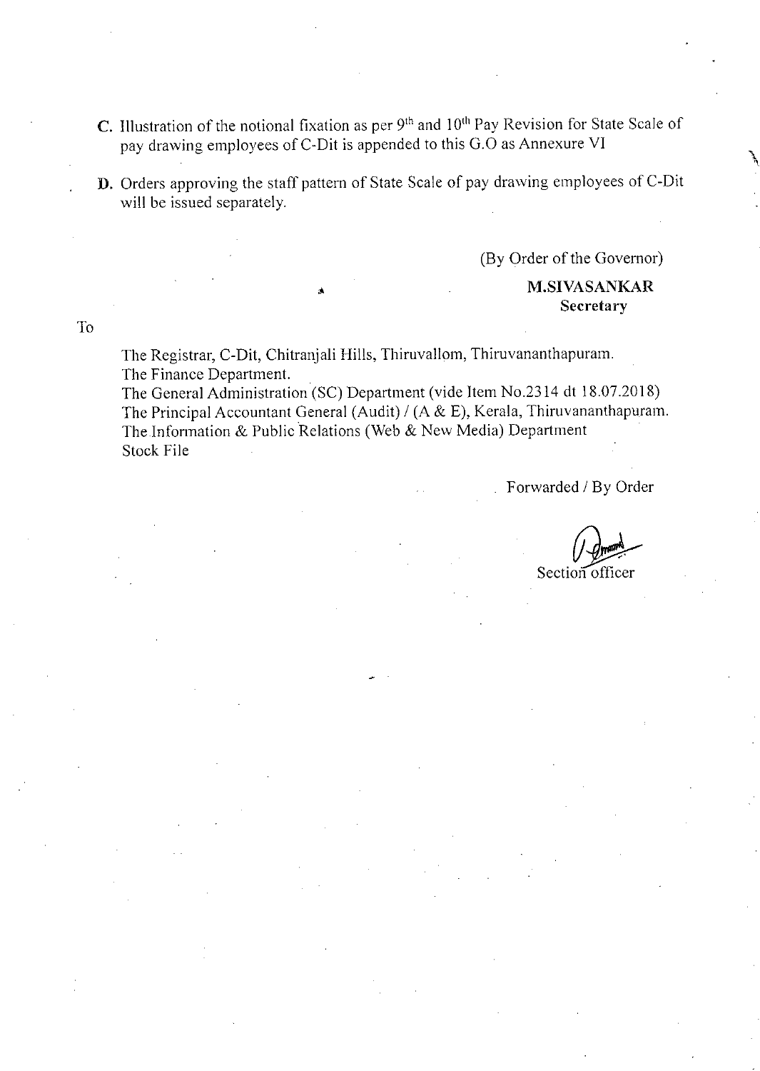**C.** Illustration of the notional fixation as per 9th and 10th Pay Revision for State Scale of pay drawing employees of C-Dit is appended to this G.O as Annexure VI

**D.** Orders approving the staff pattern of State Scale of pay drawing employees of C-Dit will be issued separately.

(By Order of the Governor)

**M.SIVASANKAR**
**Secretary**

To

The Registrar, C-Dit, Chitranjali Hills, Thiruvallom, Thiruvananthapuram.
The Finance Department.
The General Administration (SC) Department (vide Item No.2314 dt 18.07.2018)
The Principal Accountant General (Audit) / (A & E), Kerala, Thiruvananthapuram.
The Information & Public Relations (Web & New Media) Department
Stock File

Forwarded / By Order

Section officer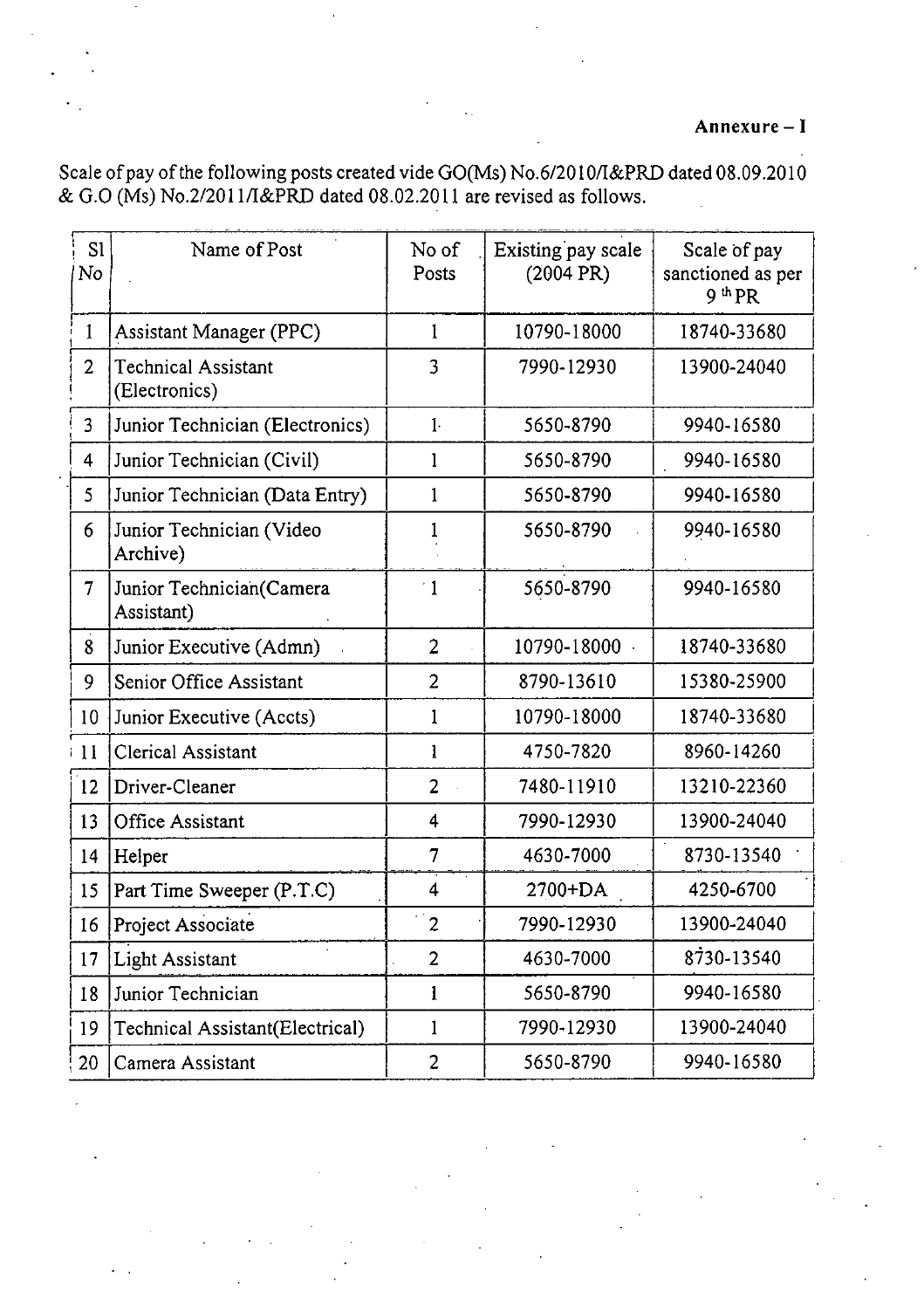**Annexure – I**

Scale of pay of the following posts created vide GO(Ms) No.6/2010/I&PRD dated 08.09.2010 & G.O (Ms) No.2/2011/I&PRD dated 08.02.2011 are revised as follows.

| Sl No | Name of Post | No of Posts | Existing pay scale (2004 PR) | Scale of pay sanctioned as per 9 th PR |
|---|---|---|---|---|
| 1 | Assistant Manager (PPC) | 1 | 10790-18000 | 18740-33680 |
| 2 | Technical Assistant (Electronics) | 3 | 7990-12930 | 13900-24040 |
| 3 | Junior Technician (Electronics) | 1 | 5650-8790 | 9940-16580 |
| 4 | Junior Technician (Civil) | 1 | 5650-8790 | 9940-16580 |
| 5 | Junior Technician (Data Entry) | 1 | 5650-8790 | 9940-16580 |
| 6 | Junior Technician (Video Archive) | 1 | 5650-8790 | 9940-16580 |
| 7 | Junior Technician(Camera Assistant) | 1 | 5650-8790 | 9940-16580 |
| 8 | Junior Executive (Admn) | 2 | 10790-18000 | 18740-33680 |
| 9 | Senior Office Assistant | 2 | 8790-13610 | 15380-25900 |
| 10 | Junior Executive (Accts) | 1 | 10790-18000 | 18740-33680 |
| 11 | Clerical Assistant | 1 | 4750-7820 | 8960-14260 |
| 12 | Driver-Cleaner | 2 | 7480-11910 | 13210-22360 |
| 13 | Office Assistant | 4 | 7990-12930 | 13900-24040 |
| 14 | Helper | 7 | 4630-7000 | 8730-13540 |
| 15 | Part Time Sweeper (P.T.C) | 4 | 2700+DA | 4250-6700 |
| 16 | Project Associate | 2 | 7990-12930 | 13900-24040 |
| 17 | Light Assistant | 2 | 4630-7000 | 8730-13540 |
| 18 | Junior Technician | 1 | 5650-8790 | 9940-16580 |
| 19 | Technical Assistant(Electrical) | 1 | 7990-12930 | 13900-24040 |
| 20 | Camera Assistant | 2 | 5650-8790 | 9940-16580 |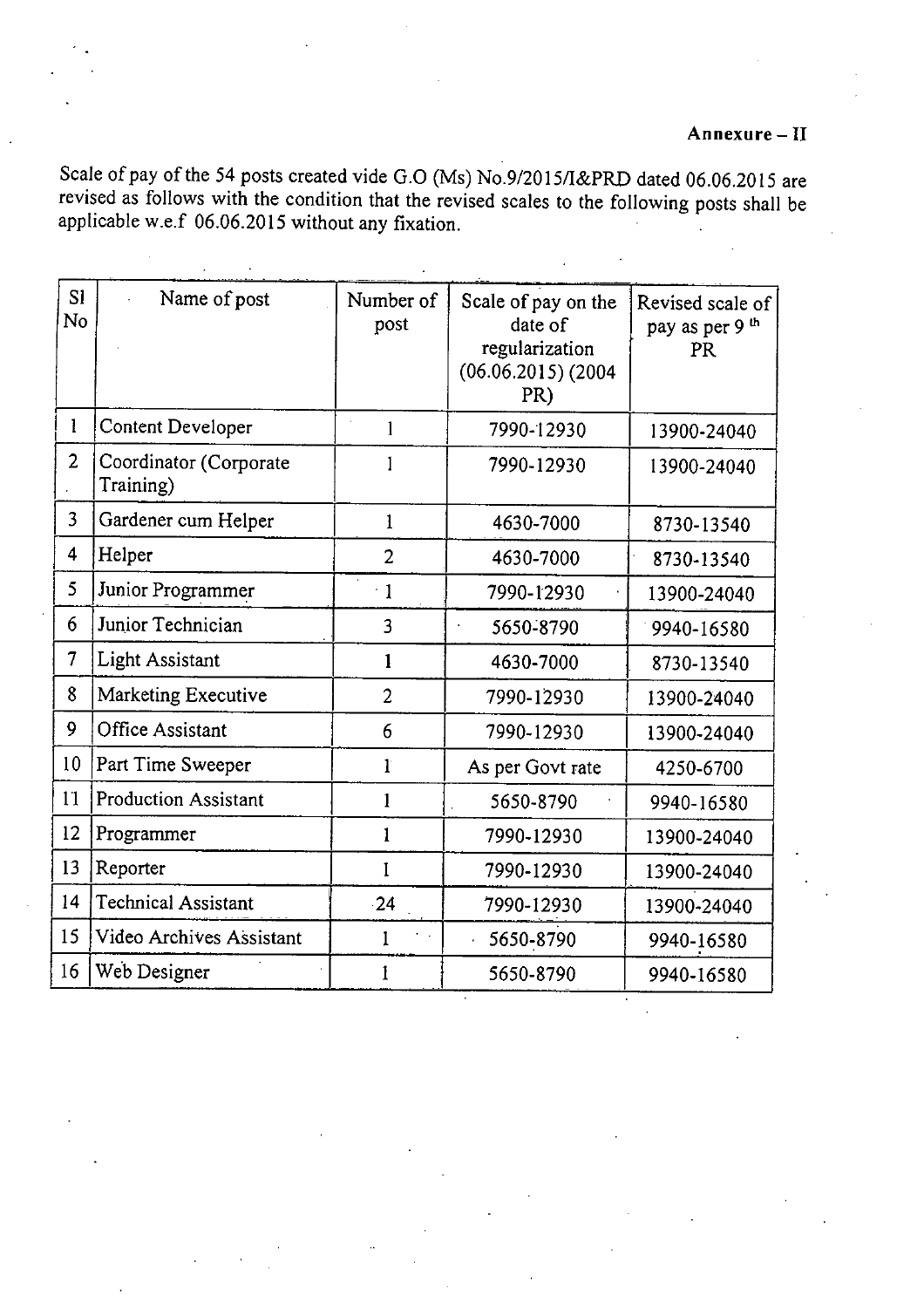**Annexure – II**

Scale of pay of the 54 posts created vide G.O (Ms) No.9/2015/I&PRD dated 06.06.2015 are revised as follows with the condition that the revised scales to the following posts shall be applicable w.e.f 06.06.2015 without any fixation.

| Sl No | Name of post | Number of post | Scale of pay on the date of regularization (06.06.2015) (2004 PR) | Revised scale of pay as per 9 th PR |
|---|---|---|---|---|
| 1 | Content Developer | 1 | 7990-12930 | 13900-24040 |
| 2 | Coordinator (Corporate Training) | 1 | 7990-12930 | 13900-24040 |
| 3 | Gardener cum Helper | 1 | 4630-7000 | 8730-13540 |
| 4 | Helper | 2 | 4630-7000 | 8730-13540 |
| 5 | Junior Programmer | 1 | 7990-12930 | 13900-24040 |
| 6 | Junior Technician | 3 | 5650-8790 | 9940-16580 |
| 7 | Light Assistant | 1 | 4630-7000 | 8730-13540 |
| 8 | Marketing Executive | 2 | 7990-12930 | 13900-24040 |
| 9 | Office Assistant | 6 | 7990-12930 | 13900-24040 |
| 10 | Part Time Sweeper | 1 | As per Govt rate | 4250-6700 |
| 11 | Production Assistant | 1 | 5650-8790 | 9940-16580 |
| 12 | Programmer | 1 | 7990-12930 | 13900-24040 |
| 13 | Reporter | 1 | 7990-12930 | 13900-24040 |
| 14 | Technical Assistant | 24 | 7990-12930 | 13900-24040 |
| 15 | Video Archives Assistant | 1 | 5650-8790 | 9940-16580 |
| 16 | Web Designer | 1 | 5650-8790 | 9940-16580 |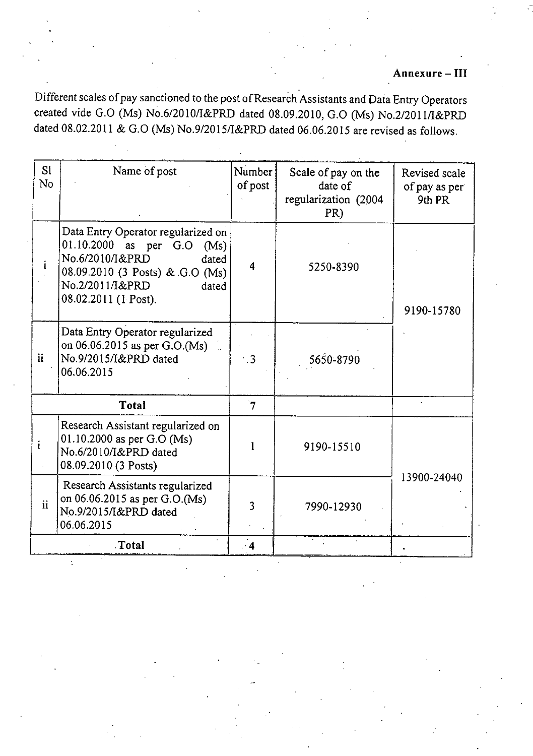**Annexure – III**

Different scales of pay sanctioned to the post of Research Assistants and Data Entry Operators created vide G.O (Ms) No.6/2010/I&PRD dated 08.09.2010, G.O (Ms) No.2/2011/I&PRD dated 08.02.2011 & G.O (Ms) No.9/2015/I&PRD dated 06.06.2015 are revised as follows.

| Sl No | Name of post | Number of post | Scale of pay on the date of regularization (2004 PR) | Revised scale of pay as per 9th PR |
|---|---|---|---|---|
| i | Data Entry Operator regularized on 01.10.2000 as per G.O (Ms) No.6/2010/I&PRD dated 08.09.2010 (3 Posts) & G.O (Ms) No.2/2011/I&PRD dated 08.02.2011 (1 Post). | 4 | 5250-8390 | 9190-15780 |
| ii | Data Entry Operator regularized on 06.06.2015 as per G.O.(Ms) No.9/2015/I&PRD dated 06.06.2015 | 3 | 5650-8790 | |
| **Total** | | **7** | | |
| i | Research Assistant regularized on 01.10.2000 as per G.O (Ms) No.6/2010/I&PRD dated 08.09.2010 (3 Posts) | 1 | 9190-15510 | 13900-24040 |
| ii | Research Assistants regularized on 06.06.2015 as per G.O.(Ms) No.9/2015/I&PRD dated 06.06.2015 | 3 | 7990-12930 | |
| **Total** | | **4** | | |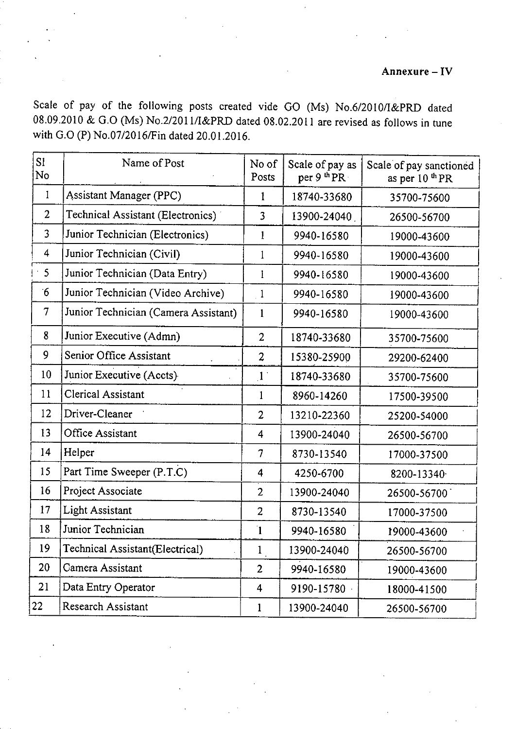**Annexure – IV**

Scale of pay of the following posts created vide GO (Ms) No.6/2010/I&PRD dated 08.09.2010 & G.O (Ms) No.2/2011/I&PRD dated 08.02.2011 are revised as follows in tune with G.O (P) No.07/2016/Fin dated 20.01.2016.

| Sl No | Name of Post | No of Posts | Scale of pay as per 9th PR | Scale of pay sanctioned as per 10th PR |
|---|---|---|---|---|
| 1 | Assistant Manager (PPC) | 1 | 18740-33680 | 35700-75600 |
| 2 | Technical Assistant (Electronics) | 3 | 13900-24040 | 26500-56700 |
| 3 | Junior Technician (Electronics) | 1 | 9940-16580 | 19000-43600 |
| 4 | Junior Technician (Civil) | 1 | 9940-16580 | 19000-43600 |
| 5 | Junior Technician (Data Entry) | 1 | 9940-16580 | 19000-43600 |
| 6 | Junior Technician (Video Archive) | 1 | 9940-16580 | 19000-43600 |
| 7 | Junior Technician (Camera Assistant) | 1 | 9940-16580 | 19000-43600 |
| 8 | Junior Executive (Admn) | 2 | 18740-33680 | 35700-75600 |
| 9 | Senior Office Assistant | 2 | 15380-25900 | 29200-62400 |
| 10 | Junior Executive (Accts) | 1 | 18740-33680 | 35700-75600 |
| 11 | Clerical Assistant | 1 | 8960-14260 | 17500-39500 |
| 12 | Driver-Cleaner | 2 | 13210-22360 | 25200-54000 |
| 13 | Office Assistant | 4 | 13900-24040 | 26500-56700 |
| 14 | Helper | 7 | 8730-13540 | 17000-37500 |
| 15 | Part Time Sweeper (P.T.C) | 4 | 4250-6700 | 8200-13340 |
| 16 | Project Associate | 2 | 13900-24040 | 26500-56700 |
| 17 | Light Assistant | 2 | 8730-13540 | 17000-37500 |
| 18 | Junior Technician | 1 | 9940-16580 | 19000-43600 |
| 19 | Technical Assistant(Electrical) | 1 | 13900-24040 | 26500-56700 |
| 20 | Camera Assistant | 2 | 9940-16580 | 19000-43600 |
| 21 | Data Entry Operator | 4 | 9190-15780 | 18000-41500 |
| 22 | Research Assistant | 1 | 13900-24040 | 26500-56700 |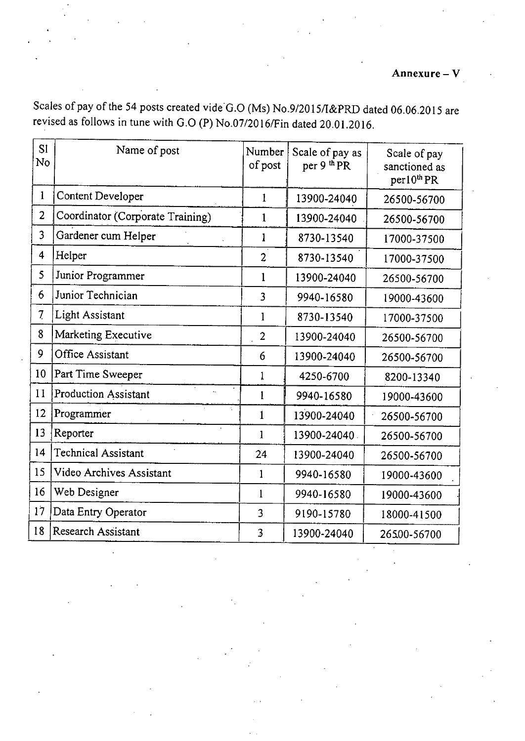**Annexure – V**

Scales of pay of the 54 posts created vide G.O (Ms) No.9/2015/I&PRD dated 06.06.2015 are revised as follows in tune with G.O (P) No.07/2016/Fin dated 20.01.2016.

| Sl No | Name of post | Number of post | Scale of pay as per 9 th PR | Scale of pay sanctioned as per10th PR |
|---|---|---|---|---|
| 1 | Content Developer | 1 | 13900-24040 | 26500-56700 |
| 2 | Coordinator (Corporate Training) | 1 | 13900-24040 | 26500-56700 |
| 3 | Gardener cum Helper | 1 | 8730-13540 | 17000-37500 |
| 4 | Helper | 2 | 8730-13540 | 17000-37500 |
| 5 | Junior Programmer | 1 | 13900-24040 | 26500-56700 |
| 6 | Junior Technician | 3 | 9940-16580 | 19000-43600 |
| 7 | Light Assistant | 1 | 8730-13540 | 17000-37500 |
| 8 | Marketing Executive | 2 | 13900-24040 | 26500-56700 |
| 9 | Office Assistant | 6 | 13900-24040 | 26500-56700 |
| 10 | Part Time Sweeper | 1 | 4250-6700 | 8200-13340 |
| 11 | Production Assistant | 1 | 9940-16580 | 19000-43600 |
| 12 | Programmer | 1 | 13900-24040 | 26500-56700 |
| 13 | Reporter | 1 | 13900-24040 | 26500-56700 |
| 14 | Technical Assistant | 24 | 13900-24040 | 26500-56700 |
| 15 | Video Archives Assistant | 1 | 9940-16580 | 19000-43600 |
| 16 | Web Designer | 1 | 9940-16580 | 19000-43600 |
| 17 | Data Entry Operator | 3 | 9190-15780 | 18000-41500 |
| 18 | Research Assistant | 3 | 13900-24040 | 26500-56700 |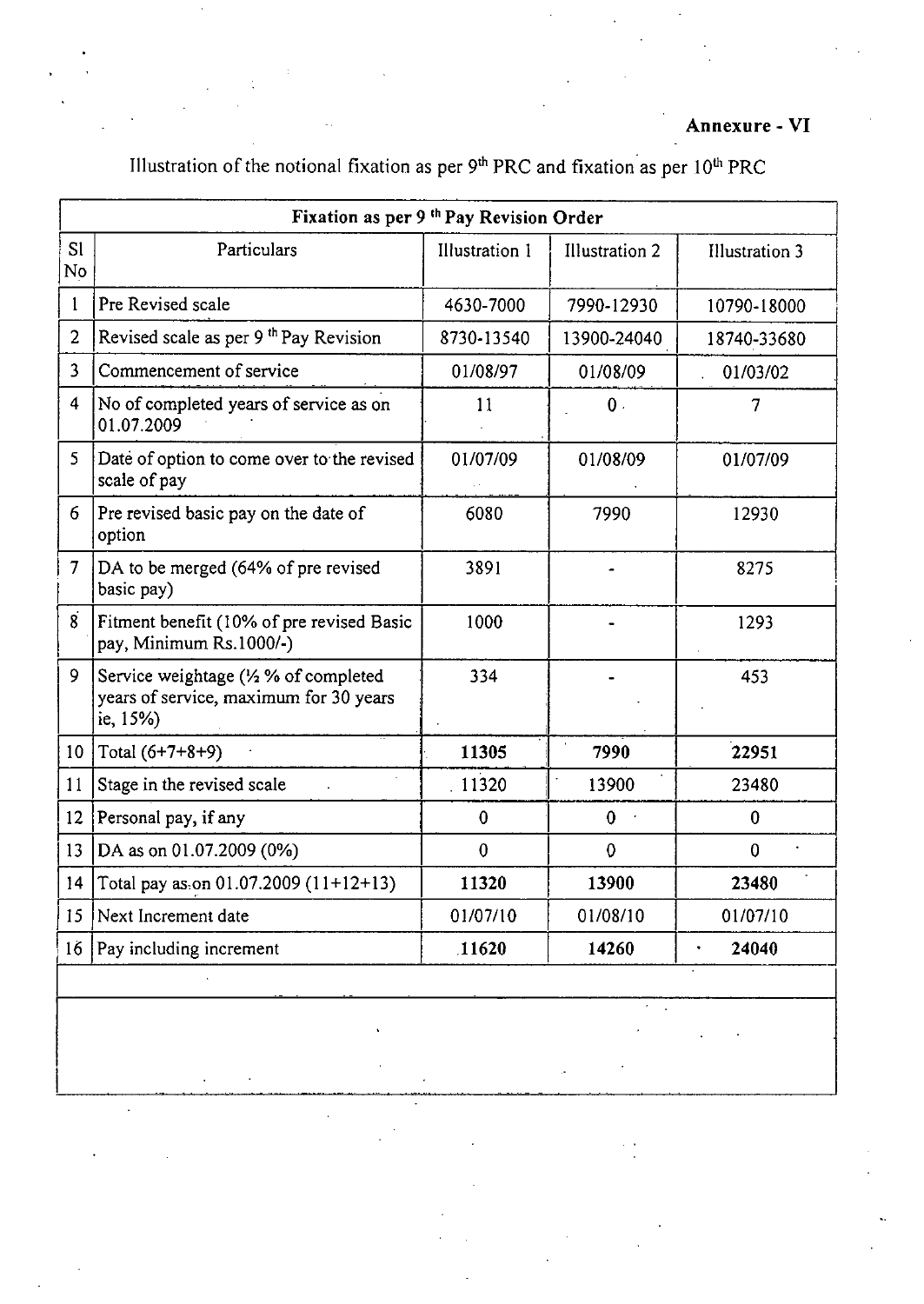**Annexure - VI**

Illustration of the notional fixation as per 9th PRC and fixation as per 10th PRC

| Fixation as per 9 th Pay Revision Order | | | | |
|---|---|---|---|---|
| Sl No | Particulars | Illustration 1 | Illustration 2 | Illustration 3 |
| 1 | Pre Revised scale | 4630-7000 | 7990-12930 | 10790-18000 |
| 2 | Revised scale as per 9 th Pay Revision | 8730-13540 | 13900-24040 | 18740-33680 |
| 3 | Commencement of service | 01/08/97 | 01/08/09 | 01/03/02 |
| 4 | No of completed years of service as on 01.07.2009 | 11 | 0 | 7 |
| 5 | Date of option to come over to the revised scale of pay | 01/07/09 | 01/08/09 | 01/07/09 |
| 6 | Pre revised basic pay on the date of option | 6080 | 7990 | 12930 |
| 7 | DA to be merged (64% of pre revised basic pay) | 3891 | - | 8275 |
| 8 | Fitment benefit (10% of pre revised Basic pay, Minimum Rs.1000/-) | 1000 | - | 1293 |
| 9 | Service weightage (½ % of completed years of service, maximum for 30 years ie, 15%) | 334 | - | 453 |
| 10 | Total (6+7+8+9) | **11305** | **7990** | **22951** |
| 11 | Stage in the revised scale | 11320 | 13900 | 23480 |
| 12 | Personal pay, if any | 0 | 0 | 0 |
| 13 | DA as on 01.07.2009 (0%) | 0 | 0 | 0 |
| 14 | Total pay as on 01.07.2009 (11+12+13) | **11320** | **13900** | **23480** |
| 15 | Next Increment date | 01/07/10 | 01/08/10 | 01/07/10 |
| 16 | Pay including increment | **11620** | **14260** | **24040** |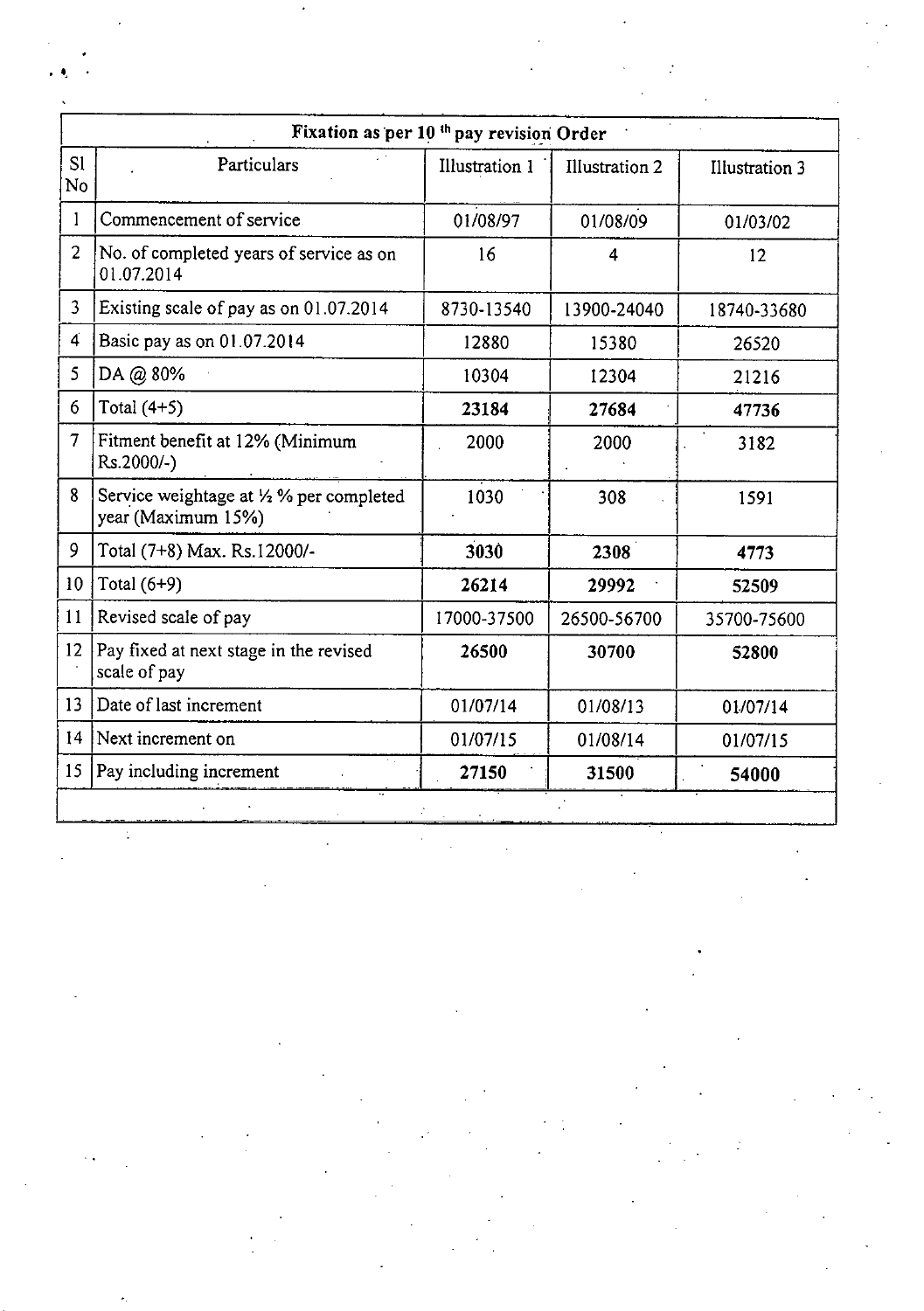| Fixation as per 10 th pay revision Order | | | | |
|---|---|---|---|---|
| Sl No | Particulars | Illustration 1 | Illustration 2 | Illustration 3 |
| 1 | Commencement of service | 01/08/97 | 01/08/09 | 01/03/02 |
| 2 | No. of completed years of service as on 01.07.2014 | 16 | 4 | 12 |
| 3 | Existing scale of pay as on 01.07.2014 | 8730-13540 | 13900-24040 | 18740-33680 |
| 4 | Basic pay as on 01.07.2014 | 12880 | 15380 | 26520 |
| 5 | DA @ 80% | 10304 | 12304 | 21216 |
| 6 | Total (4+5) | **23184** | **27684** | **47736** |
| 7 | Fitment benefit at 12% (Minimum Rs.2000/-) | 2000 | 2000 | 3182 |
| 8 | Service weightage at ½ % per completed year (Maximum 15%) | 1030 | 308 | 1591 |
| 9 | Total (7+8) Max. Rs.12000/- | **3030** | **2308** | **4773** |
| 10 | Total (6+9) | **26214** | **29992** | **52509** |
| 11 | Revised scale of pay | 17000-37500 | 26500-56700 | 35700-75600 |
| 12 | Pay fixed at next stage in the revised scale of pay | **26500** | **30700** | **52800** |
| 13 | Date of last increment | 01/07/14 | 01/08/13 | 01/07/14 |
| 14 | Next increment on | 01/07/15 | 01/08/14 | 01/07/15 |
| 15 | Pay including increment | **27150** | **31500** | **54000** |